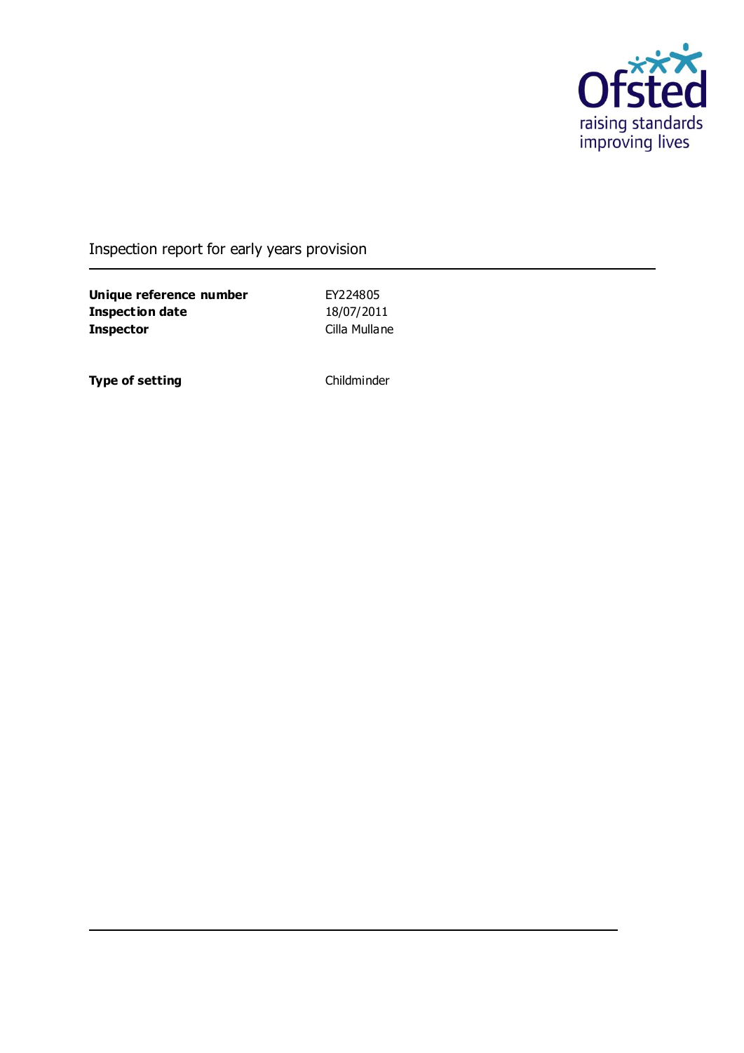Ofsted

raising standards
improving lives

Inspection report for early years provision

| | |
|---|---|
| **Unique reference number** | EY224805 |
| **Inspection date** | 18/07/2011 |
| **Inspector** | Cilla Mullane |

| | |
|---|---|
| **Type of setting** | Childminder |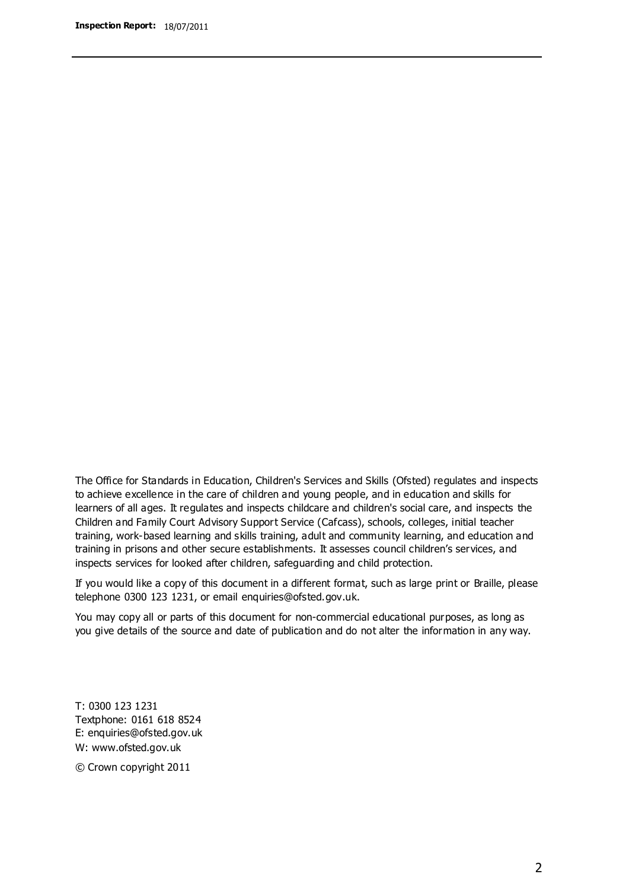The Office for Standards in Education, Children's Services and Skills (Ofsted) regulates and inspects to achieve excellence in the care of children and young people, and in education and skills for learners of all ages. It regulates and inspects childcare and children's social care, and inspects the Children and Family Court Advisory Support Service (Cafcass), schools, colleges, initial teacher training, work-based learning and skills training, adult and community learning, and education and training in prisons and other secure establishments. It assesses council children's services, and inspects services for looked after children, safeguarding and child protection.

If you would like a copy of this document in a different format, such as large print or Braille, please telephone 0300 123 1231, or email enquiries@ofsted.gov.uk.

You may copy all or parts of this document for non-commercial educational purposes, as long as you give details of the source and date of publication and do not alter the information in any way.

T: 0300 123 1231
Textphone: 0161 618 8524
E: enquiries@ofsted.gov.uk
W: www.ofsted.gov.uk

© Crown copyright 2011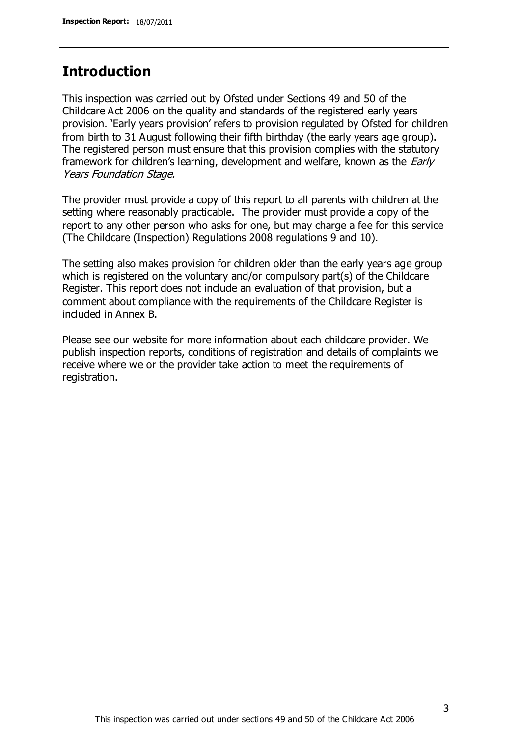## Introduction

This inspection was carried out by Ofsted under Sections 49 and 50 of the Childcare Act 2006 on the quality and standards of the registered early years provision. 'Early years provision' refers to provision regulated by Ofsted for children from birth to 31 August following their fifth birthday (the early years age group). The registered person must ensure that this provision complies with the statutory framework for children's learning, development and welfare, known as the *Early Years Foundation Stage.*

The provider must provide a copy of this report to all parents with children at the setting where reasonably practicable. The provider must provide a copy of the report to any other person who asks for one, but may charge a fee for this service (The Childcare (Inspection) Regulations 2008 regulations 9 and 10).

The setting also makes provision for children older than the early years age group which is registered on the voluntary and/or compulsory part(s) of the Childcare Register. This report does not include an evaluation of that provision, but a comment about compliance with the requirements of the Childcare Register is included in Annex B.

Please see our website for more information about each childcare provider. We publish inspection reports, conditions of registration and details of complaints we receive where we or the provider take action to meet the requirements of registration.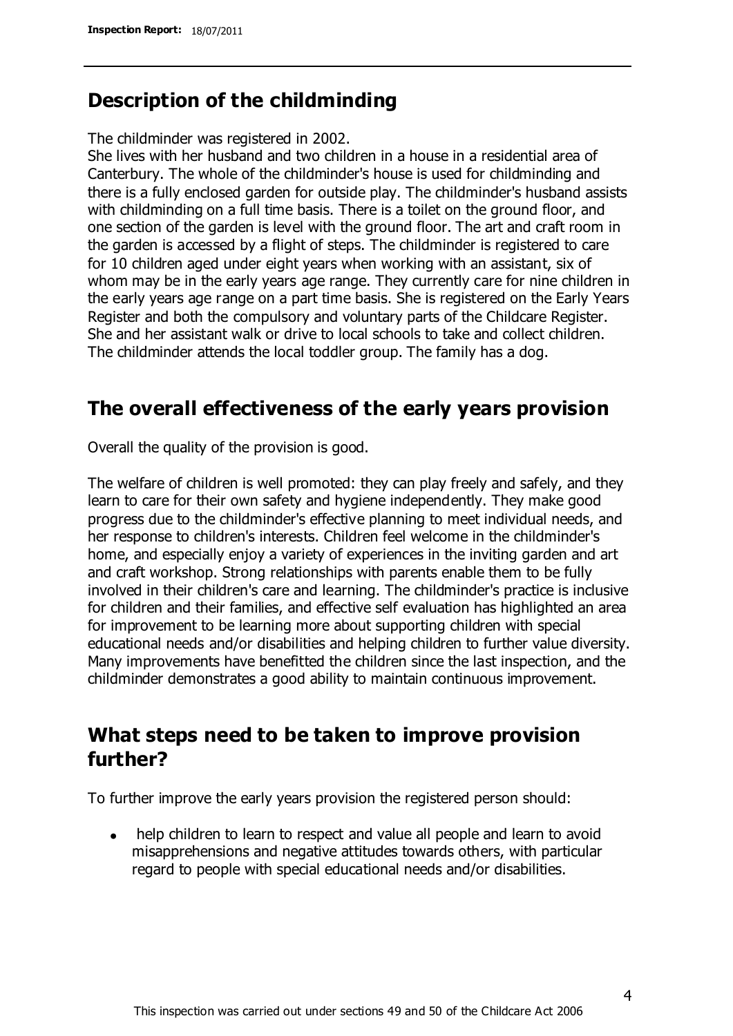## Description of the childminding

The childminder was registered in 2002.
She lives with her husband and two children in a house in a residential area of Canterbury. The whole of the childminder's house is used for childminding and there is a fully enclosed garden for outside play. The childminder's husband assists with childminding on a full time basis. There is a toilet on the ground floor, and one section of the garden is level with the ground floor. The art and craft room in the garden is accessed by a flight of steps. The childminder is registered to care for 10 children aged under eight years when working with an assistant, six of whom may be in the early years age range. They currently care for nine children in the early years age range on a part time basis. She is registered on the Early Years Register and both the compulsory and voluntary parts of the Childcare Register. She and her assistant walk or drive to local schools to take and collect children. The childminder attends the local toddler group. The family has a dog.

## The overall effectiveness of the early years provision

Overall the quality of the provision is good.

The welfare of children is well promoted: they can play freely and safely, and they learn to care for their own safety and hygiene independently. They make good progress due to the childminder's effective planning to meet individual needs, and her response to children's interests. Children feel welcome in the childminder's home, and especially enjoy a variety of experiences in the inviting garden and art and craft workshop. Strong relationships with parents enable them to be fully involved in their children's care and learning. The childminder's practice is inclusive for children and their families, and effective self evaluation has highlighted an area for improvement to be learning more about supporting children with special educational needs and/or disabilities and helping children to further value diversity. Many improvements have benefitted the children since the last inspection, and the childminder demonstrates a good ability to maintain continuous improvement.

## What steps need to be taken to improve provision further?

To further improve the early years provision the registered person should:

- help children to learn to respect and value all people and learn to avoid misapprehensions and negative attitudes towards others, with particular regard to people with special educational needs and/or disabilities.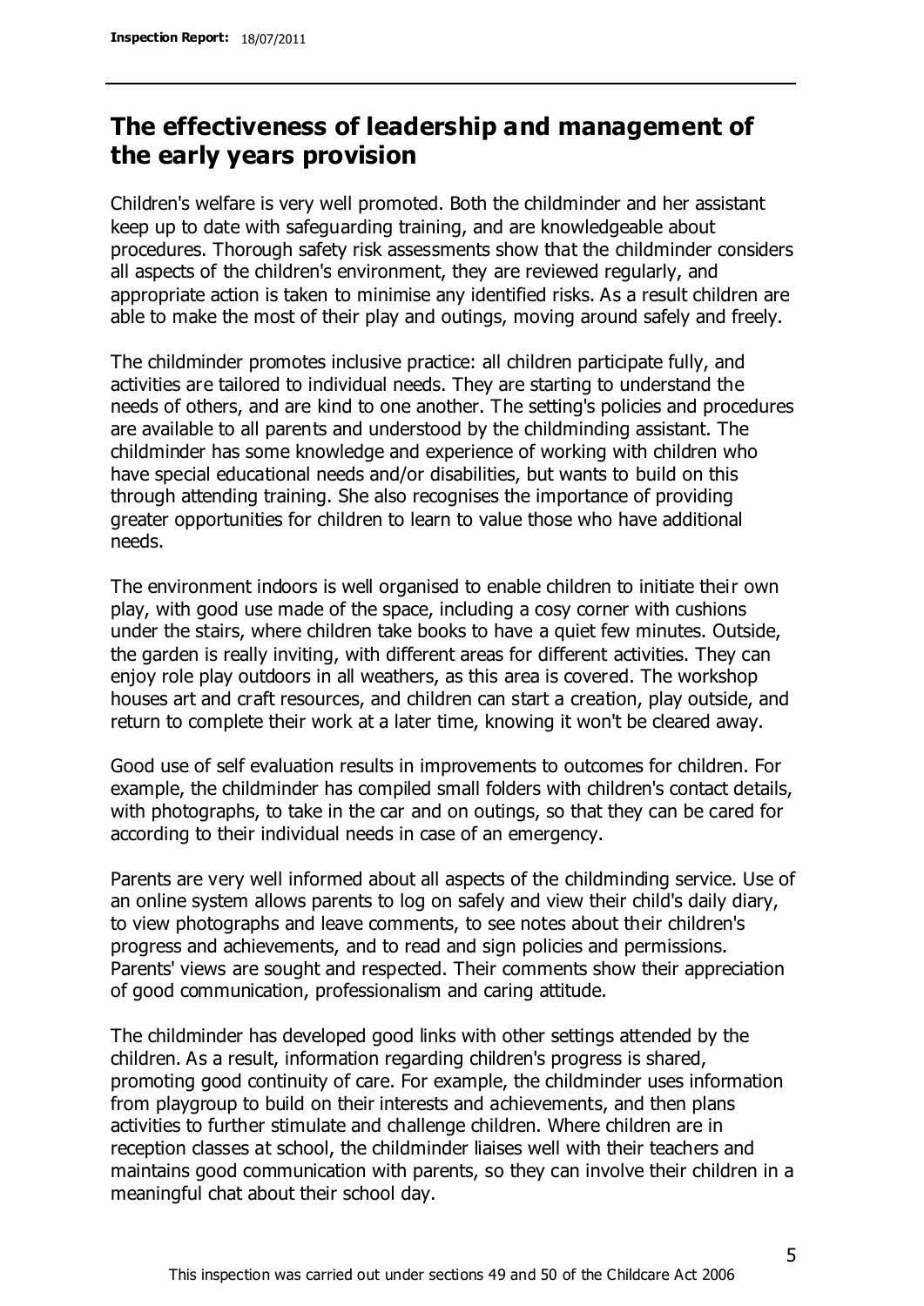## The effectiveness of leadership and management of the early years provision

Children's welfare is very well promoted. Both the childminder and her assistant keep up to date with safeguarding training, and are knowledgeable about procedures. Thorough safety risk assessments show that the childminder considers all aspects of the children's environment, they are reviewed regularly, and appropriate action is taken to minimise any identified risks. As a result children are able to make the most of their play and outings, moving around safely and freely.

The childminder promotes inclusive practice: all children participate fully, and activities are tailored to individual needs. They are starting to understand the needs of others, and are kind to one another. The setting's policies and procedures are available to all parents and understood by the childminding assistant. The childminder has some knowledge and experience of working with children who have special educational needs and/or disabilities, but wants to build on this through attending training. She also recognises the importance of providing greater opportunities for children to learn to value those who have additional needs.

The environment indoors is well organised to enable children to initiate their own play, with good use made of the space, including a cosy corner with cushions under the stairs, where children take books to have a quiet few minutes. Outside, the garden is really inviting, with different areas for different activities. They can enjoy role play outdoors in all weathers, as this area is covered. The workshop houses art and craft resources, and children can start a creation, play outside, and return to complete their work at a later time, knowing it won't be cleared away.

Good use of self evaluation results in improvements to outcomes for children. For example, the childminder has compiled small folders with children's contact details, with photographs, to take in the car and on outings, so that they can be cared for according to their individual needs in case of an emergency.

Parents are very well informed about all aspects of the childminding service. Use of an online system allows parents to log on safely and view their child's daily diary, to view photographs and leave comments, to see notes about their children's progress and achievements, and to read and sign policies and permissions. Parents' views are sought and respected. Their comments show their appreciation of good communication, professionalism and caring attitude.

The childminder has developed good links with other settings attended by the children. As a result, information regarding children's progress is shared, promoting good continuity of care. For example, the childminder uses information from playgroup to build on their interests and achievements, and then plans activities to further stimulate and challenge children. Where children are in reception classes at school, the childminder liaises well with their teachers and maintains good communication with parents, so they can involve their children in a meaningful chat about their school day.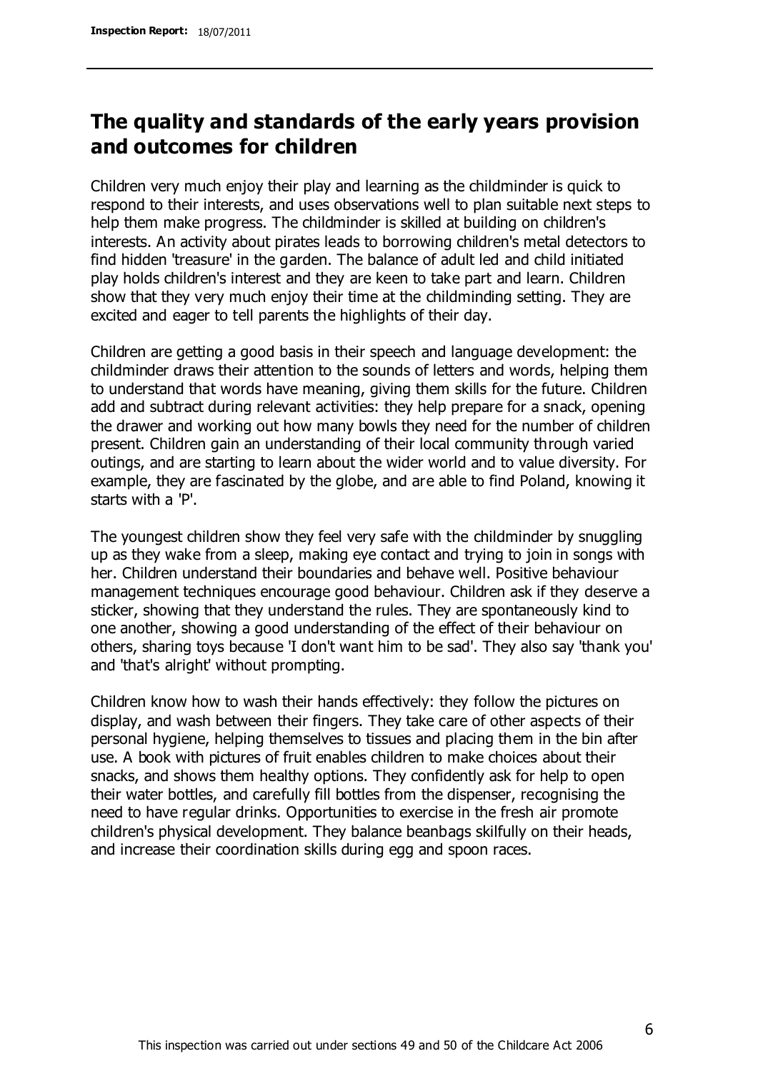## The quality and standards of the early years provision and outcomes for children

Children very much enjoy their play and learning as the childminder is quick to respond to their interests, and uses observations well to plan suitable next steps to help them make progress. The childminder is skilled at building on children's interests. An activity about pirates leads to borrowing children's metal detectors to find hidden 'treasure' in the garden. The balance of adult led and child initiated play holds children's interest and they are keen to take part and learn. Children show that they very much enjoy their time at the childminding setting. They are excited and eager to tell parents the highlights of their day.

Children are getting a good basis in their speech and language development: the childminder draws their attention to the sounds of letters and words, helping them to understand that words have meaning, giving them skills for the future. Children add and subtract during relevant activities: they help prepare for a snack, opening the drawer and working out how many bowls they need for the number of children present. Children gain an understanding of their local community through varied outings, and are starting to learn about the wider world and to value diversity. For example, they are fascinated by the globe, and are able to find Poland, knowing it starts with a 'P'.

The youngest children show they feel very safe with the childminder by snuggling up as they wake from a sleep, making eye contact and trying to join in songs with her. Children understand their boundaries and behave well. Positive behaviour management techniques encourage good behaviour. Children ask if they deserve a sticker, showing that they understand the rules. They are spontaneously kind to one another, showing a good understanding of the effect of their behaviour on others, sharing toys because 'I don't want him to be sad'. They also say 'thank you' and 'that's alright' without prompting.

Children know how to wash their hands effectively: they follow the pictures on display, and wash between their fingers. They take care of other aspects of their personal hygiene, helping themselves to tissues and placing them in the bin after use. A book with pictures of fruit enables children to make choices about their snacks, and shows them healthy options. They confidently ask for help to open their water bottles, and carefully fill bottles from the dispenser, recognising the need to have regular drinks. Opportunities to exercise in the fresh air promote children's physical development. They balance beanbags skilfully on their heads, and increase their coordination skills during egg and spoon races.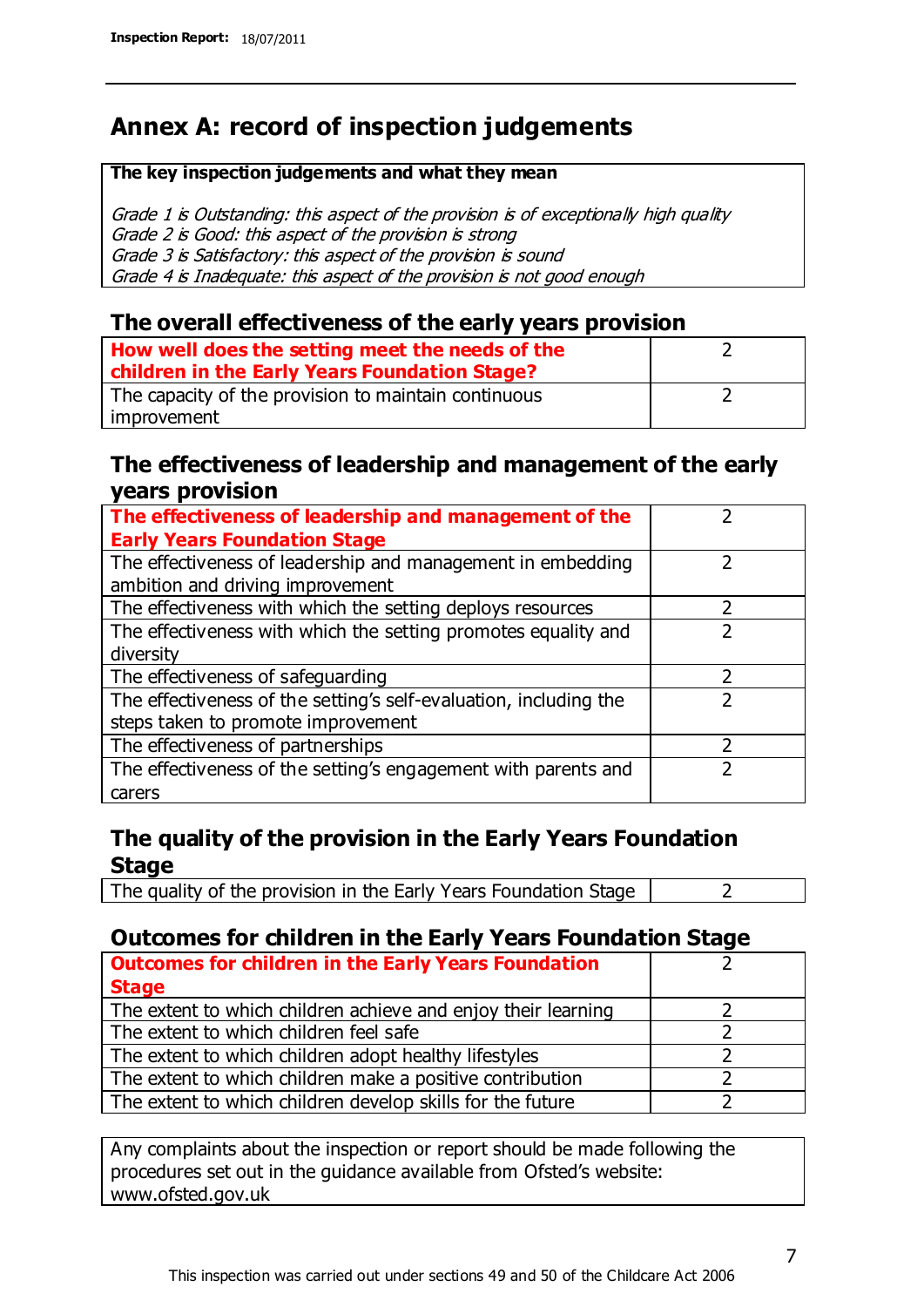# Annex A: record of inspection judgements

| The key inspection judgements and what they mean |
|---|
| *Grade 1 is Outstanding: this aspect of the provision is of exceptionally high quality* <br> *Grade 2 is Good: this aspect of the provision is strong* <br> *Grade 3 is Satisfactory: this aspect of the provision is sound* <br> *Grade 4 is Inadequate: this aspect of the provision is not good enough* |

## The overall effectiveness of the early years provision

| | |
|---|---|
| **How well does the setting meet the needs of the children in the Early Years Foundation Stage?** | 2 |
| The capacity of the provision to maintain continuous improvement | 2 |

## The effectiveness of leadership and management of the early years provision

| | |
|---|---|
| **The effectiveness of leadership and management of the Early Years Foundation Stage** | 2 |
| The effectiveness of leadership and management in embedding ambition and driving improvement | 2 |
| The effectiveness with which the setting deploys resources | 2 |
| The effectiveness with which the setting promotes equality and diversity | 2 |
| The effectiveness of safeguarding | 2 |
| The effectiveness of the setting's self-evaluation, including the steps taken to promote improvement | 2 |
| The effectiveness of partnerships | 2 |
| The effectiveness of the setting's engagement with parents and carers | 2 |

## The quality of the provision in the Early Years Foundation Stage

| | |
|---|---|
| The quality of the provision in the Early Years Foundation Stage | 2 |

## Outcomes for children in the Early Years Foundation Stage

| | |
|---|---|
| **Outcomes for children in the Early Years Foundation Stage** | 2 |
| The extent to which children achieve and enjoy their learning | 2 |
| The extent to which children feel safe | 2 |
| The extent to which children adopt healthy lifestyles | 2 |
| The extent to which children make a positive contribution | 2 |
| The extent to which children develop skills for the future | 2 |

Any complaints about the inspection or report should be made following the procedures set out in the guidance available from Ofsted's website: www.ofsted.gov.uk

This inspection was carried out under sections 49 and 50 of the Childcare Act 2006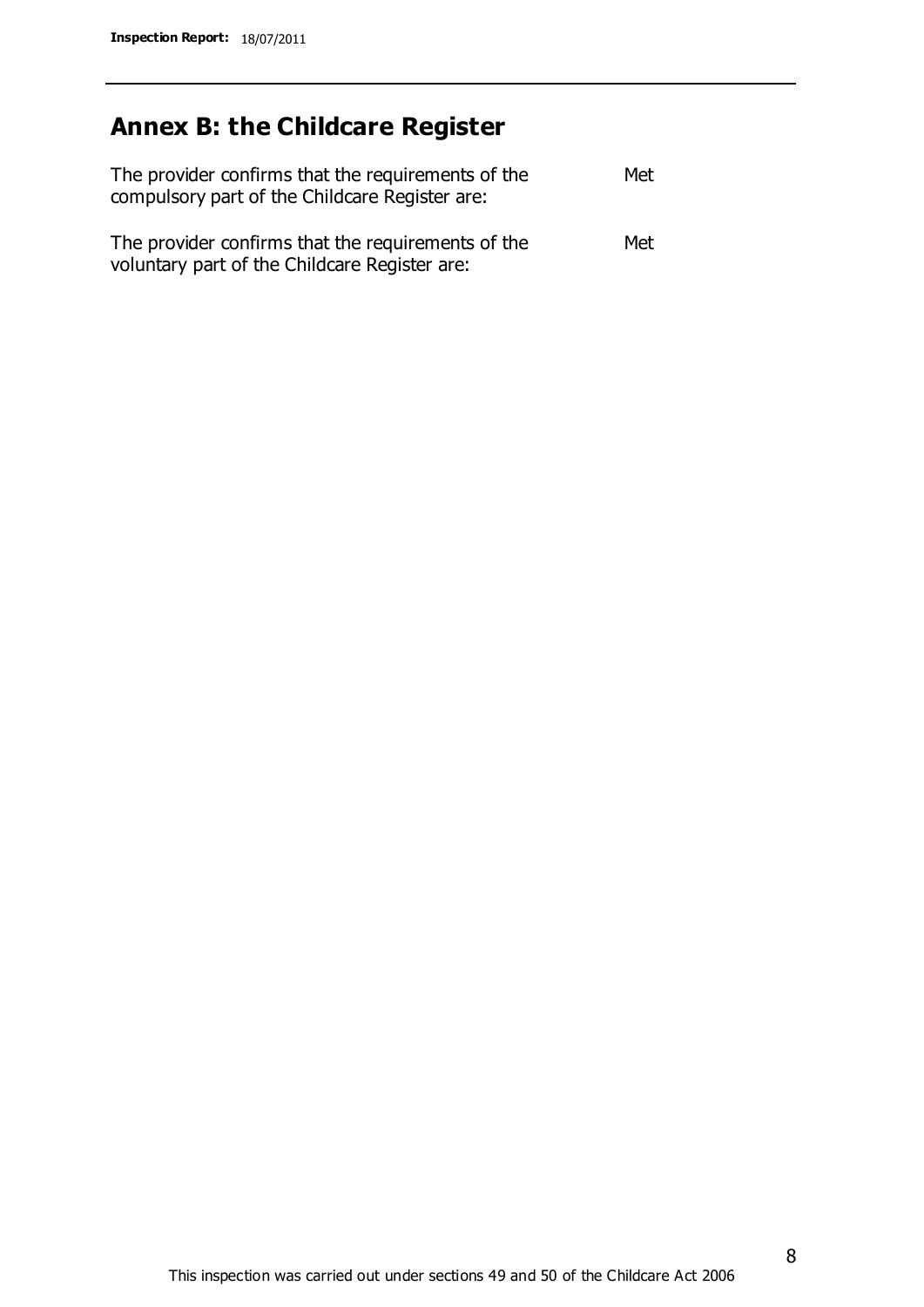## Annex B: the Childcare Register

| | |
|---|---|
| The provider confirms that the requirements of the compulsory part of the Childcare Register are: | Met |
| The provider confirms that the requirements of the voluntary part of the Childcare Register are: | Met |

This inspection was carried out under sections 49 and 50 of the Childcare Act 2006